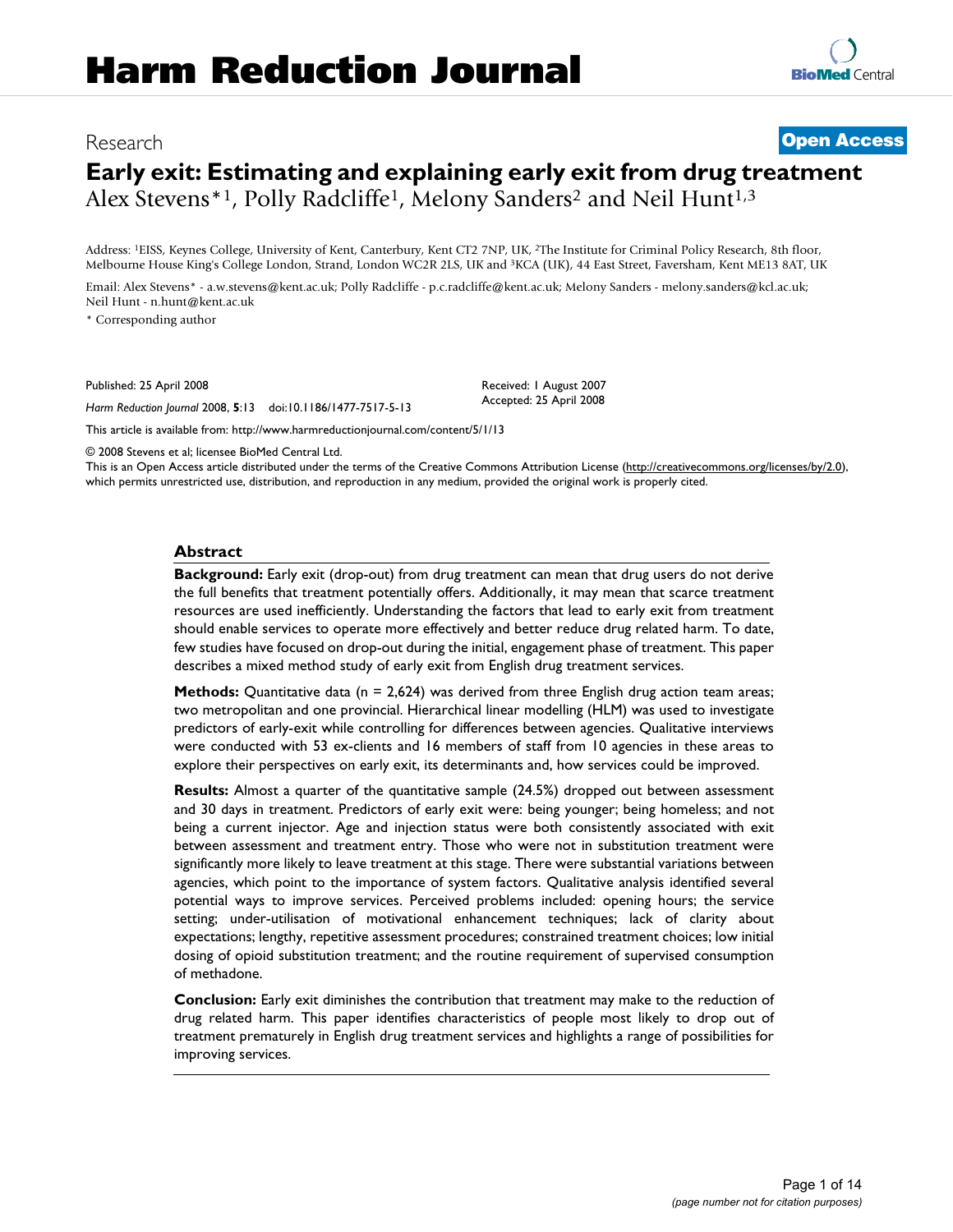Research

**Open Access**

# Early exit: Estimating and explaining early exit from drug treatment

Alex Stevens*[1], Polly Radcliffe[1], Melony Sanders[2] and Neil Hunt[1,3]

Address: [1]EISS, Keynes College, University of Kent, Canterbury, Kent CT2 7NP, UK, [2]The Institute for Criminal Policy Research, 8th floor, Melbourne House King's College London, Strand, London WC2R 2LS, UK and [3]KCA (UK), 44 East Street, Faversham, Kent ME13 8AT, UK

Email: Alex Stevens* - a.w.stevens@kent.ac.uk; Polly Radcliffe - p.c.radcliffe@kent.ac.uk; Melony Sanders - melony.sanders@kcl.ac.uk; Neil Hunt - n.hunt@kent.ac.uk

\* Corresponding author

Published: 25 April 2008

*Harm Reduction Journal* 2008, **5**:13 doi:10.1186/1477-7517-5-13

Received: 1 August 2007
Accepted: 25 April 2008

This article is available from: http://www.harmreductionjournal.com/content/5/1/13

© 2008 Stevens et al; licensee BioMed Central Ltd.
This is an Open Access article distributed under the terms of the Creative Commons Attribution License (http://creativecommons.org/licenses/by/2.0), which permits unrestricted use, distribution, and reproduction in any medium, provided the original work is properly cited.

## Abstract

**Background:** Early exit (drop-out) from drug treatment can mean that drug users do not derive the full benefits that treatment potentially offers. Additionally, it may mean that scarce treatment resources are used inefficiently. Understanding the factors that lead to early exit from treatment should enable services to operate more effectively and better reduce drug related harm. To date, few studies have focused on drop-out during the initial, engagement phase of treatment. This paper describes a mixed method study of early exit from English drug treatment services.

**Methods:** Quantitative data (n = 2,624) was derived from three English drug action team areas; two metropolitan and one provincial. Hierarchical linear modelling (HLM) was used to investigate predictors of early-exit while controlling for differences between agencies. Qualitative interviews were conducted with 53 ex-clients and 16 members of staff from 10 agencies in these areas to explore their perspectives on early exit, its determinants and, how services could be improved.

**Results:** Almost a quarter of the quantitative sample (24.5%) dropped out between assessment and 30 days in treatment. Predictors of early exit were: being younger; being homeless; and not being a current injector. Age and injection status were both consistently associated with exit between assessment and treatment entry. Those who were not in substitution treatment were significantly more likely to leave treatment at this stage. There were substantial variations between agencies, which point to the importance of system factors. Qualitative analysis identified several potential ways to improve services. Perceived problems included: opening hours; the service setting; under-utilisation of motivational enhancement techniques; lack of clarity about expectations; lengthy, repetitive assessment procedures; constrained treatment choices; low initial dosing of opioid substitution treatment; and the routine requirement of supervised consumption of methadone.

**Conclusion:** Early exit diminishes the contribution that treatment may make to the reduction of drug related harm. This paper identifies characteristics of people most likely to drop out of treatment prematurely in English drug treatment services and highlights a range of possibilities for improving services.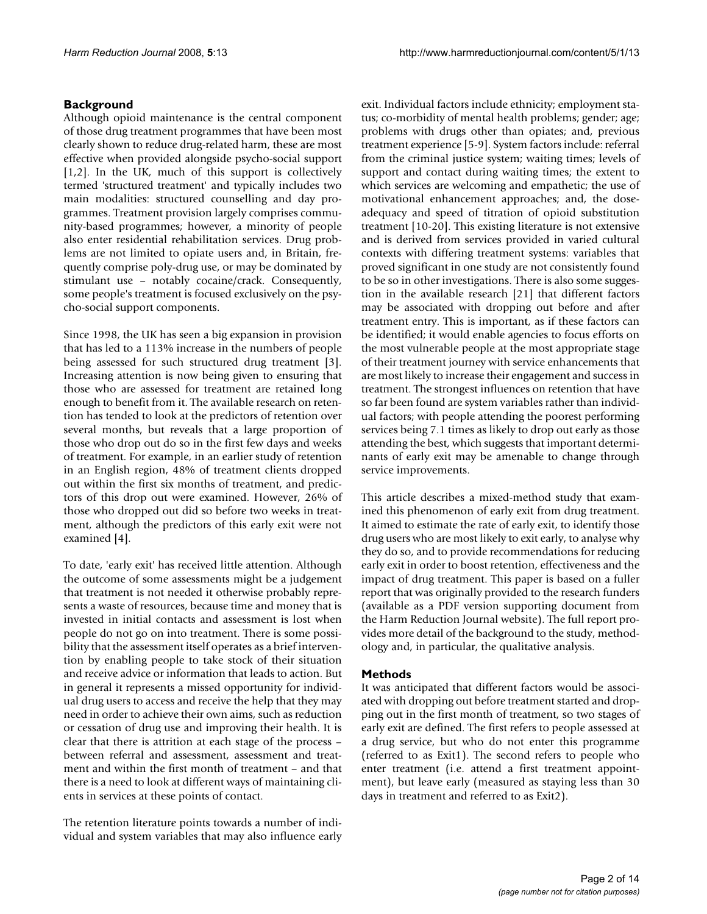## Background

Although opioid maintenance is the central component of those drug treatment programmes that have been most clearly shown to reduce drug-related harm, these are most effective when provided alongside psycho-social support [1,2]. In the UK, much of this support is collectively termed 'structured treatment' and typically includes two main modalities: structured counselling and day programmes. Treatment provision largely comprises community-based programmes; however, a minority of people also enter residential rehabilitation services. Drug problems are not limited to opiate users and, in Britain, frequently comprise poly-drug use, or may be dominated by stimulant use – notably cocaine/crack. Consequently, some people's treatment is focused exclusively on the psycho-social support components.

Since 1998, the UK has seen a big expansion in provision that has led to a 113% increase in the numbers of people being assessed for such structured drug treatment [3]. Increasing attention is now being given to ensuring that those who are assessed for treatment are retained long enough to benefit from it. The available research on retention has tended to look at the predictors of retention over several months, but reveals that a large proportion of those who drop out do so in the first few days and weeks of treatment. For example, in an earlier study of retention in an English region, 48% of treatment clients dropped out within the first six months of treatment, and predictors of this drop out were examined. However, 26% of those who dropped out did so before two weeks in treatment, although the predictors of this early exit were not examined [4].

To date, 'early exit' has received little attention. Although the outcome of some assessments might be a judgement that treatment is not needed it otherwise probably represents a waste of resources, because time and money that is invested in initial contacts and assessment is lost when people do not go on into treatment. There is some possibility that the assessment itself operates as a brief intervention by enabling people to take stock of their situation and receive advice or information that leads to action. But in general it represents a missed opportunity for individual drug users to access and receive the help that they may need in order to achieve their own aims, such as reduction or cessation of drug use and improving their health. It is clear that there is attrition at each stage of the process – between referral and assessment, assessment and treatment and within the first month of treatment – and that there is a need to look at different ways of maintaining clients in services at these points of contact.

The retention literature points towards a number of individual and system variables that may also influence early exit. Individual factors include ethnicity; employment status; co-morbidity of mental health problems; gender; age; problems with drugs other than opiates; and, previous treatment experience [5-9]. System factors include: referral from the criminal justice system; waiting times; levels of support and contact during waiting times; the extent to which services are welcoming and empathetic; the use of motivational enhancement approaches; and, the dose-adequacy and speed of titration of opioid substitution treatment [10-20]. This existing literature is not extensive and is derived from services provided in varied cultural contexts with differing treatment systems: variables that proved significant in one study are not consistently found to be so in other investigations. There is also some suggestion in the available research [21] that different factors may be associated with dropping out before and after treatment entry. This is important, as if these factors can be identified; it would enable agencies to focus efforts on the most vulnerable people at the most appropriate stage of their treatment journey with service enhancements that are most likely to increase their engagement and success in treatment. The strongest influences on retention that have so far been found are system variables rather than individual factors; with people attending the poorest performing services being 7.1 times as likely to drop out early as those attending the best, which suggests that important determinants of early exit may be amenable to change through service improvements.

This article describes a mixed-method study that examined this phenomenon of early exit from drug treatment. It aimed to estimate the rate of early exit, to identify those drug users who are most likely to exit early, to analyse why they do so, and to provide recommendations for reducing early exit in order to boost retention, effectiveness and the impact of drug treatment. This paper is based on a fuller report that was originally provided to the research funders (available as a PDF version supporting document from the Harm Reduction Journal website). The full report provides more detail of the background to the study, methodology and, in particular, the qualitative analysis.

## Methods

It was anticipated that different factors would be associated with dropping out before treatment started and dropping out in the first month of treatment, so two stages of early exit are defined. The first refers to people assessed at a drug service, but who do not enter this programme (referred to as Exit1). The second refers to people who enter treatment (i.e. attend a first treatment appointment), but leave early (measured as staying less than 30 days in treatment and referred to as Exit2).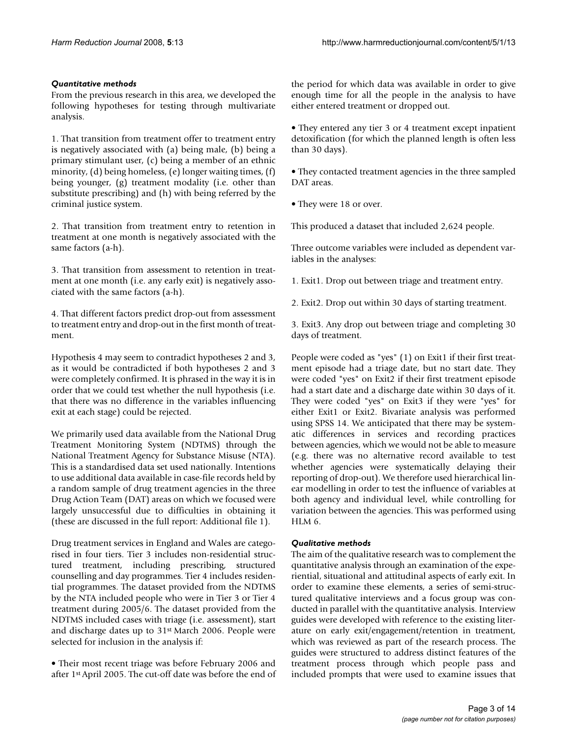### *Quantitative methods*

From the previous research in this area, we developed the following hypotheses for testing through multivariate analysis.

1. That transition from treatment offer to treatment entry is negatively associated with (a) being male, (b) being a primary stimulant user, (c) being a member of an ethnic minority, (d) being homeless, (e) longer waiting times, (f) being younger, (g) treatment modality (i.e. other than substitute prescribing) and (h) with being referred by the criminal justice system.

2. That transition from treatment entry to retention in treatment at one month is negatively associated with the same factors (a-h).

3. That transition from assessment to retention in treatment at one month (i.e. any early exit) is negatively associated with the same factors (a-h).

4. That different factors predict drop-out from assessment to treatment entry and drop-out in the first month of treatment.

Hypothesis 4 may seem to contradict hypotheses 2 and 3, as it would be contradicted if both hypotheses 2 and 3 were completely confirmed. It is phrased in the way it is in order that we could test whether the null hypothesis (i.e. that there was no difference in the variables influencing exit at each stage) could be rejected.

We primarily used data available from the National Drug Treatment Monitoring System (NDTMS) through the National Treatment Agency for Substance Misuse (NTA). This is a standardised data set used nationally. Intentions to use additional data available in case-file records held by a random sample of drug treatment agencies in the three Drug Action Team (DAT) areas on which we focused were largely unsuccessful due to difficulties in obtaining it (these are discussed in the full report: Additional file 1).

Drug treatment services in England and Wales are categorised in four tiers. Tier 3 includes non-residential structured treatment, including prescribing, structured counselling and day programmes. Tier 4 includes residential programmes. The dataset provided from the NDTMS by the NTA included people who were in Tier 3 or Tier 4 treatment during 2005/6. The dataset provided from the NDTMS included cases with triage (i.e. assessment), start and discharge dates up to 31st March 2006. People were selected for inclusion in the analysis if:

- Their most recent triage was before February 2006 and after 1st April 2005. The cut-off date was before the end of the period for which data was available in order to give enough time for all the people in the analysis to have either entered treatment or dropped out.

- They entered any tier 3 or 4 treatment except inpatient detoxification (for which the planned length is often less than 30 days).

- They contacted treatment agencies in the three sampled DAT areas.

- They were 18 or over.

This produced a dataset that included 2,624 people.

Three outcome variables were included as dependent variables in the analyses:

1. Exit1. Drop out between triage and treatment entry.

2. Exit2. Drop out within 30 days of starting treatment.

3. Exit3. Any drop out between triage and completing 30 days of treatment.

People were coded as "yes" (1) on Exit1 if their first treatment episode had a triage date, but no start date. They were coded "yes" on Exit2 if their first treatment episode had a start date and a discharge date within 30 days of it. They were coded "yes" on Exit3 if they were "yes" for either Exit1 or Exit2. Bivariate analysis was performed using SPSS 14. We anticipated that there may be systematic differences in services and recording practices between agencies, which we would not be able to measure (e.g. there was no alternative record available to test whether agencies were systematically delaying their reporting of drop-out). We therefore used hierarchical linear modelling in order to test the influence of variables at both agency and individual level, while controlling for variation between the agencies. This was performed using HLM 6.

### *Qualitative methods*

The aim of the qualitative research was to complement the quantitative analysis through an examination of the experiential, situational and attitudinal aspects of early exit. In order to examine these elements, a series of semi-structured qualitative interviews and a focus group was conducted in parallel with the quantitative analysis. Interview guides were developed with reference to the existing literature on early exit/engagement/retention in treatment, which was reviewed as part of the research process. The guides were structured to address distinct features of the treatment process through which people pass and included prompts that were used to examine issues that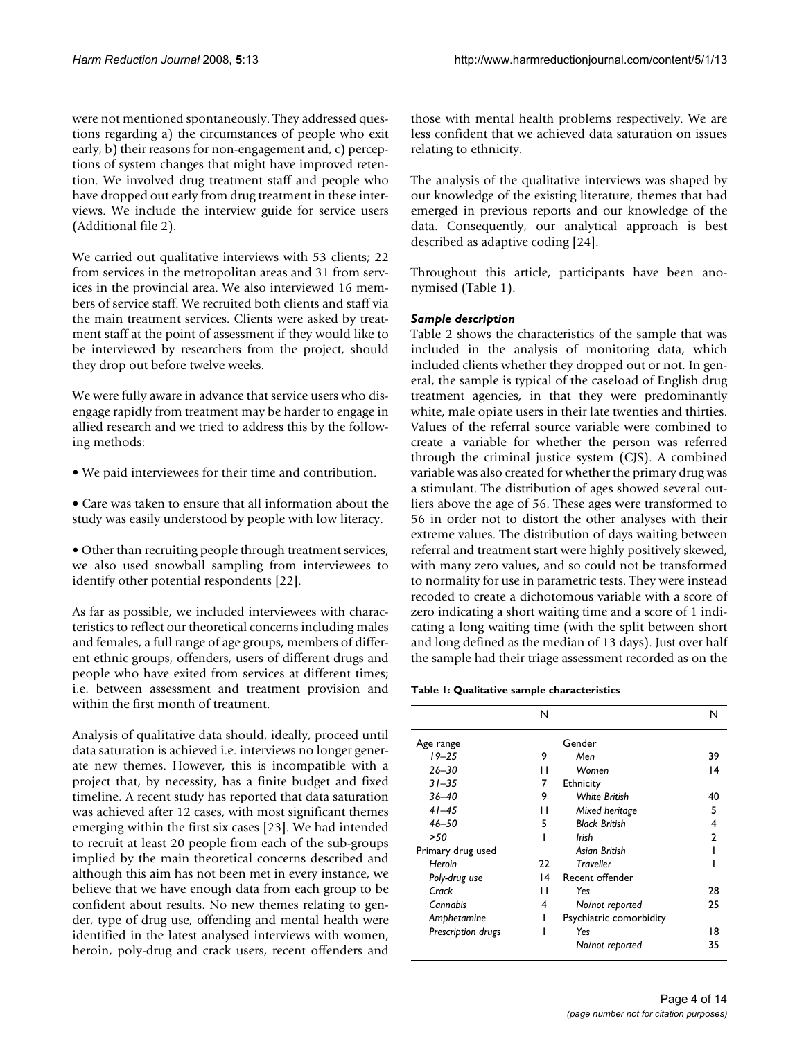were not mentioned spontaneously. They addressed questions regarding a) the circumstances of people who exit early, b) their reasons for non-engagement and, c) perceptions of system changes that might have improved retention. We involved drug treatment staff and people who have dropped out early from drug treatment in these interviews. We include the interview guide for service users (Additional file 2).

We carried out qualitative interviews with 53 clients; 22 from services in the metropolitan areas and 31 from services in the provincial area. We also interviewed 16 members of service staff. We recruited both clients and staff via the main treatment services. Clients were asked by treatment staff at the point of assessment if they would like to be interviewed by researchers from the project, should they drop out before twelve weeks.

We were fully aware in advance that service users who disengage rapidly from treatment may be harder to engage in allied research and we tried to address this by the following methods:

- We paid interviewees for their time and contribution.

- Care was taken to ensure that all information about the study was easily understood by people with low literacy.

- Other than recruiting people through treatment services, we also used snowball sampling from interviewees to identify other potential respondents [22].

As far as possible, we included interviewees with characteristics to reflect our theoretical concerns including males and females, a full range of age groups, members of different ethnic groups, offenders, users of different drugs and people who have exited from services at different times; i.e. between assessment and treatment provision and within the first month of treatment.

Analysis of qualitative data should, ideally, proceed until data saturation is achieved i.e. interviews no longer generate new themes. However, this is incompatible with a project that, by necessity, has a finite budget and fixed timeline. A recent study has reported that data saturation was achieved after 12 cases, with most significant themes emerging within the first six cases [23]. We had intended to recruit at least 20 people from each of the sub-groups implied by the main theoretical concerns described and although this aim has not been met in every instance, we believe that we have enough data from each group to be confident about results. No new themes relating to gender, type of drug use, offending and mental health were identified in the latest analysed interviews with women, heroin, poly-drug and crack users, recent offenders and those with mental health problems respectively. We are less confident that we achieved data saturation on issues relating to ethnicity.

The analysis of the qualitative interviews was shaped by our knowledge of the existing literature, themes that had emerged in previous reports and our knowledge of the data. Consequently, our analytical approach is best described as adaptive coding [24].

Throughout this article, participants have been anonymised (Table 1).

### *Sample description*

Table 2 shows the characteristics of the sample that was included in the analysis of monitoring data, which included clients whether they dropped out or not. In general, the sample is typical of the caseload of English drug treatment agencies, in that they were predominantly white, male opiate users in their late twenties and thirties. Values of the referral source variable were combined to create a variable for whether the person was referred through the criminal justice system (CJS). A combined variable was also created for whether the primary drug was a stimulant. The distribution of ages showed several outliers above the age of 56. These ages were transformed to 56 in order not to distort the other analyses with their extreme values. The distribution of days waiting between referral and treatment start were highly positively skewed, with many zero values, and so could not be transformed to normality for use in parametric tests. They were instead recoded to create a dichotomous variable with a score of zero indicating a short waiting time and a score of 1 indicating a long waiting time (with the split between short and long defined as the median of 13 days). Just over half the sample had their triage assessment recorded as on the

**Table 1: Qualitative sample characteristics**

| | N | | N |
|---|---|---|---|
| Age range | | Gender | |
| *19–25* | 9 | *Men* | 39 |
| *26–30* | 11 | *Women* | 14 |
| *31–35* | 7 | Ethnicity | |
| *36–40* | 9 | *White British* | 40 |
| *41–45* | 11 | *Mixed heritage* | 5 |
| *46–50* | 5 | *Black British* | 4 |
| *>50* | 1 | *Irish* | 2 |
| Primary drug used | | *Asian British* | 1 |
| *Heroin* | 22 | *Traveller* | 1 |
| *Poly-drug use* | 14 | Recent offender | |
| *Crack* | 11 | *Yes* | 28 |
| *Cannabis* | 4 | *No/not reported* | 25 |
| *Amphetamine* | 1 | Psychiatric comorbidity | |
| *Prescription drugs* | 1 | *Yes* | 18 |
| | | *No/not reported* | 35 |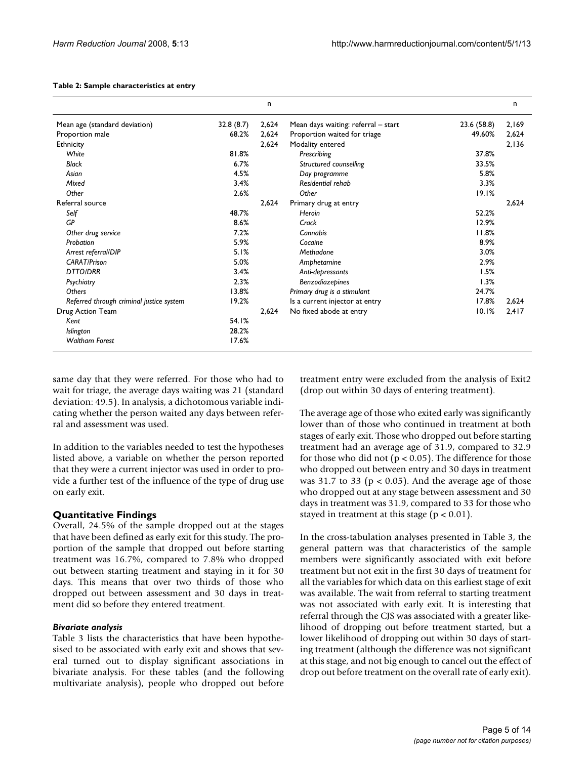**Table 2: Sample characteristics at entry**

| | | n | | | n |
|---|---|---|---|---|---|
| Mean age (standard deviation) | 32.8 (8.7) | 2,624 | Mean days waiting: referral – start | 23.6 (58.8) | 2,169 |
| Proportion male | 68.2% | 2,624 | Proportion waited for triage | 49.60% | 2,624 |
| Ethnicity | | 2,624 | Modality entered | | 2,136 |
| *White* | 81.8% | | *Prescribing* | 37.8% | |
| *Black* | 6.7% | | *Structured counselling* | 33.5% | |
| *Asian* | 4.5% | | *Day programme* | 5.8% | |
| *Mixed* | 3.4% | | *Residential rehab* | 3.3% | |
| *Other* | 2.6% | | *Other* | 19.1% | |
| Referral source | | 2,624 | Primary drug at entry | | 2,624 |
| *Self* | 48.7% | | *Heroin* | 52.2% | |
| *GP* | 8.6% | | *Crack* | 12.9% | |
| *Other drug service* | 7.2% | | *Cannabis* | 11.8% | |
| *Probation* | 5.9% | | *Cocaine* | 8.9% | |
| *Arrest referral/DIP* | 5.1% | | *Methadone* | 3.0% | |
| *CARAT/Prison* | 5.0% | | *Amphetamine* | 2.9% | |
| *DTTO/DRR* | 3.4% | | *Anti-depressants* | 1.5% | |
| *Psychiatry* | 2.3% | | *Benzodiazepines* | 1.3% | |
| *Others* | 13.8% | | *Primary drug is a stimulant* | 24.7% | |
| *Referred through criminal justice system* | 19.2% | | Is a current injector at entry | 17.8% | 2,624 |
| Drug Action Team | | 2,624 | No fixed abode at entry | 10.1% | 2,417 |
| *Kent* | 54.1% | | | | |
| *Islington* | 28.2% | | | | |
| *Waltham Forest* | 17.6% | | | | |

same day that they were referred. For those who had to wait for triage, the average days waiting was 21 (standard deviation: 49.5). In analysis, a dichotomous variable indicating whether the person waited any days between referral and assessment was used.

In addition to the variables needed to test the hypotheses listed above, a variable on whether the person reported that they were a current injector was used in order to provide a further test of the influence of the type of drug use on early exit.

## Quantitative Findings

Overall, 24.5% of the sample dropped out at the stages that have been defined as early exit for this study. The proportion of the sample that dropped out before starting treatment was 16.7%, compared to 7.8% who dropped out between starting treatment and staying in it for 30 days. This means that over two thirds of those who dropped out between assessment and 30 days in treatment did so before they entered treatment.

### *Bivariate analysis*

Table 3 lists the characteristics that have been hypothesised to be associated with early exit and shows that several turned out to display significant associations in bivariate analysis. For these tables (and the following multivariate analysis), people who dropped out before treatment entry were excluded from the analysis of Exit2 (drop out within 30 days of entering treatment).

The average age of those who exited early was significantly lower than of those who continued in treatment at both stages of early exit. Those who dropped out before starting treatment had an average age of 31.9, compared to 32.9 for those who did not ($p < 0.05$). The difference for those who dropped out between entry and 30 days in treatment was 31.7 to 33 ($p < 0.05$). And the average age of those who dropped out at any stage between assessment and 30 days in treatment was 31.9, compared to 33 for those who stayed in treatment at this stage ($p < 0.01$).

In the cross-tabulation analyses presented in Table 3, the general pattern was that characteristics of the sample members were significantly associated with exit before treatment but not exit in the first 30 days of treatment for all the variables for which data on this earliest stage of exit was available. The wait from referral to starting treatment was not associated with early exit. It is interesting that referral through the CJS was associated with a greater likelihood of dropping out before treatment started, but a lower likelihood of dropping out within 30 days of starting treatment (although the difference was not significant at this stage, and not big enough to cancel out the effect of drop out before treatment on the overall rate of early exit).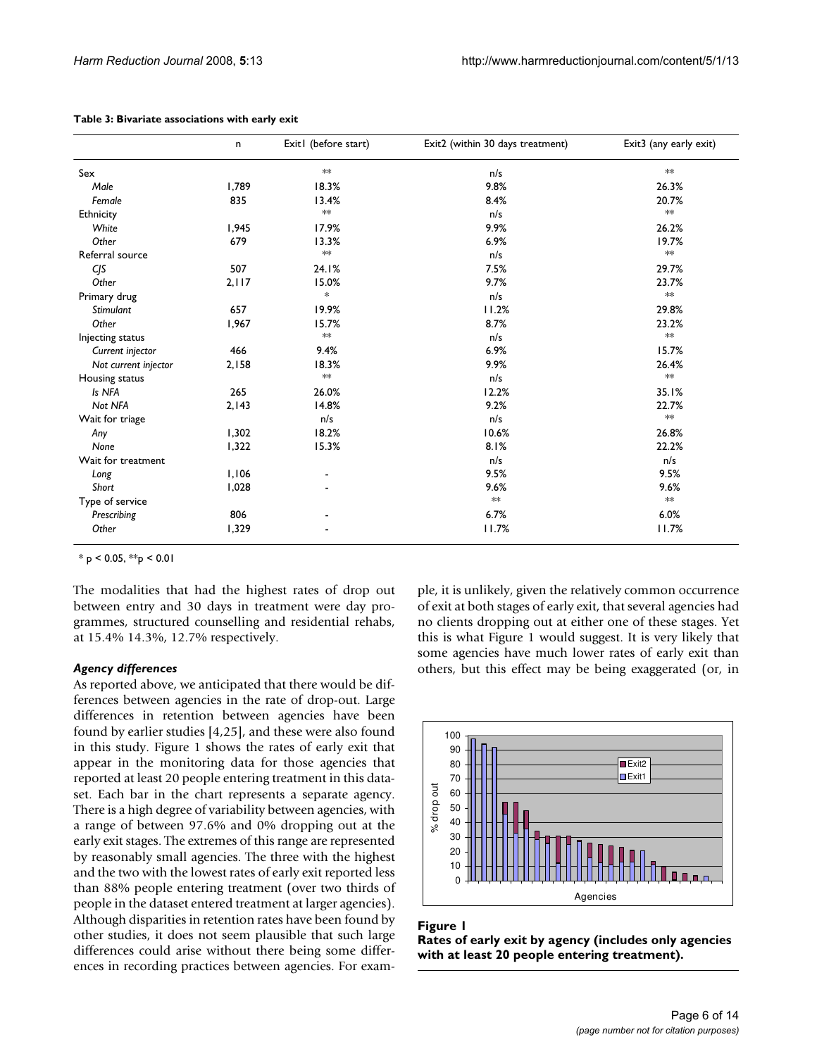**Table 3: Bivariate associations with early exit**

| | n | Exit1 (before start) | Exit2 (within 30 days treatment) | Exit3 (any early exit) |
|---|---|---|---|---|
| Sex | | ** | n/s | ** |
| *Male* | 1,789 | 18.3% | 9.8% | 26.3% |
| *Female* | 835 | 13.4% | 8.4% | 20.7% |
| Ethnicity | | ** | n/s | ** |
| *White* | 1,945 | 17.9% | 9.9% | 26.2% |
| *Other* | 679 | 13.3% | 6.9% | 19.7% |
| Referral source | | ** | n/s | ** |
| *CJS* | 507 | 24.1% | 7.5% | 29.7% |
| *Other* | 2,117 | 15.0% | 9.7% | 23.7% |
| Primary drug | | * | n/s | ** |
| *Stimulant* | 657 | 19.9% | 11.2% | 29.8% |
| *Other* | 1,967 | 15.7% | 8.7% | 23.2% |
| Injecting status | | ** | n/s | ** |
| *Current injector* | 466 | 9.4% | 6.9% | 15.7% |
| *Not current injector* | 2,158 | 18.3% | 9.9% | 26.4% |
| Housing status | | ** | n/s | ** |
| *Is NFA* | 265 | 26.0% | 12.2% | 35.1% |
| *Not NFA* | 2,143 | 14.8% | 9.2% | 22.7% |
| Wait for triage | | n/s | n/s | ** |
| *Any* | 1,302 | 18.2% | 10.6% | 26.8% |
| *None* | 1,322 | 15.3% | 8.1% | 22.2% |
| Wait for treatment | | | n/s | n/s |
| *Long* | 1,106 | - | 9.5% | 9.5% |
| *Short* | 1,028 | - | 9.6% | 9.6% |
| Type of service | | | ** | ** |
| *Prescribing* | 806 | - | 6.7% | 6.0% |
| *Other* | 1,329 | - | 11.7% | 11.7% |

* $p < 0.05$, ** $p < 0.01$

The modalities that had the highest rates of drop out between entry and 30 days in treatment were day programmes, structured counselling and residential rehabs, at 15.4% 14.3%, 12.7% respectively.

### *Agency differences*

As reported above, we anticipated that there would be differences between agencies in the rate of drop-out. Large differences in retention between agencies have been found by earlier studies [4,25], and these were also found in this study. Figure 1 shows the rates of early exit that appear in the monitoring data for those agencies that reported at least 20 people entering treatment in this dataset. Each bar in the chart represents a separate agency. There is a high degree of variability between agencies, with a range of between 97.6% and 0% dropping out at the early exit stages. The extremes of this range are represented by reasonably small agencies. The three with the highest and the two with the lowest rates of early exit reported less than 88% people entering treatment (over two thirds of people in the dataset entered treatment at larger agencies). Although disparities in retention rates have been found by other studies, it does not seem plausible that such large differences could arise without there being some differences in recording practices between agencies. For example, it is unlikely, given the relatively common occurrence of exit at both stages of early exit, that several agencies had no clients dropping out at either one of these stages. Yet this is what Figure 1 would suggest. It is very likely that some agencies have much lower rates of early exit than others, but this effect may be being exaggerated (or, in

**Figure 1**
**Rates of early exit by agency (includes only agencies with at least 20 people entering treatment).**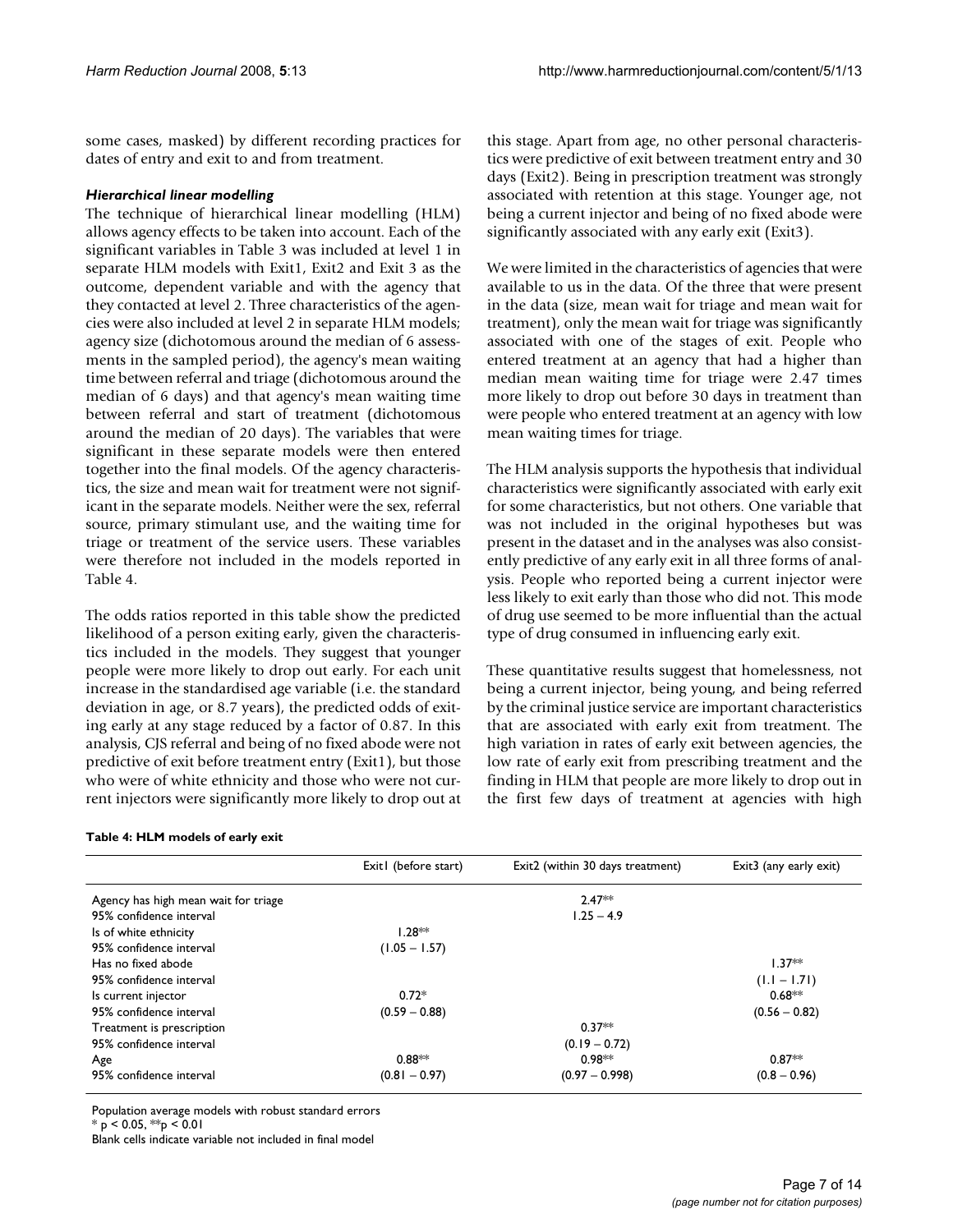some cases, masked) by different recording practices for dates of entry and exit to and from treatment.

### *Hierarchical linear modelling*

The technique of hierarchical linear modelling (HLM) allows agency effects to be taken into account. Each of the significant variables in Table 3 was included at level 1 in separate HLM models with Exit1, Exit2 and Exit 3 as the outcome, dependent variable and with the agency that they contacted at level 2. Three characteristics of the agencies were also included at level 2 in separate HLM models; agency size (dichotomous around the median of 6 assessments in the sampled period), the agency's mean waiting time between referral and triage (dichotomous around the median of 6 days) and that agency's mean waiting time between referral and start of treatment (dichotomous around the median of 20 days). The variables that were significant in these separate models were then entered together into the final models. Of the agency characteristics, the size and mean wait for treatment were not significant in the separate models. Neither were the sex, referral source, primary stimulant use, and the waiting time for triage or treatment of the service users. These variables were therefore not included in the models reported in Table 4.

The odds ratios reported in this table show the predicted likelihood of a person exiting early, given the characteristics included in the models. They suggest that younger people were more likely to drop out early. For each unit increase in the standardised age variable (i.e. the standard deviation in age, or 8.7 years), the predicted odds of exiting early at any stage reduced by a factor of 0.87. In this analysis, CJS referral and being of no fixed abode were not predictive of exit before treatment entry (Exit1), but those who were of white ethnicity and those who were not current injectors were significantly more likely to drop out at this stage. Apart from age, no other personal characteristics were predictive of exit between treatment entry and 30 days (Exit2). Being in prescription treatment was strongly associated with retention at this stage. Younger age, not being a current injector and being of no fixed abode were significantly associated with any early exit (Exit3).

We were limited in the characteristics of agencies that were available to us in the data. Of the three that were present in the data (size, mean wait for triage and mean wait for treatment), only the mean wait for triage was significantly associated with one of the stages of exit. People who entered treatment at an agency that had a higher than median mean waiting time for triage were 2.47 times more likely to drop out before 30 days in treatment than were people who entered treatment at an agency with low mean waiting times for triage.

The HLM analysis supports the hypothesis that individual characteristics were significantly associated with early exit for some characteristics, but not others. One variable that was not included in the original hypotheses but was present in the dataset and in the analyses was also consistently predictive of any early exit in all three forms of analysis. People who reported being a current injector were less likely to exit early than those who did not. This mode of drug use seemed to be more influential than the actual type of drug consumed in influencing early exit.

These quantitative results suggest that homelessness, not being a current injector, being young, and being referred by the criminal justice service are important characteristics that are associated with early exit from treatment. The high variation in rates of early exit between agencies, the low rate of early exit from prescribing treatment and the finding in HLM that people are more likely to drop out in the first few days of treatment at agencies with high

**Table 4: HLM models of early exit**

| | Exit1 (before start) | Exit2 (within 30 days treatment) | Exit3 (any early exit) |
|---|---|---|---|
| Agency has high mean wait for triage | | 2.47** | |
| 95% confidence interval | | 1.25 – 4.9 | |
| Is of white ethnicity | 1.28** | | |
| 95% confidence interval | (1.05 – 1.57) | | |
| Has no fixed abode | | | 1.37** |
| 95% confidence interval | | | (1.1 – 1.71) |
| Is current injector | 0.72* | | 0.68** |
| 95% confidence interval | (0.59 – 0.88) | | (0.56 – 0.82) |
| Treatment is prescription | | 0.37** | |
| 95% confidence interval | | (0.19 – 0.72) | |
| Age | 0.88** | 0.98** | 0.87** |
| 95% confidence interval | (0.81 – 0.97) | (0.97 – 0.998) | (0.8 – 0.96) |

Population average models with robust standard errors
* $p < 0.05$, ** $p < 0.01$
Blank cells indicate variable not included in final model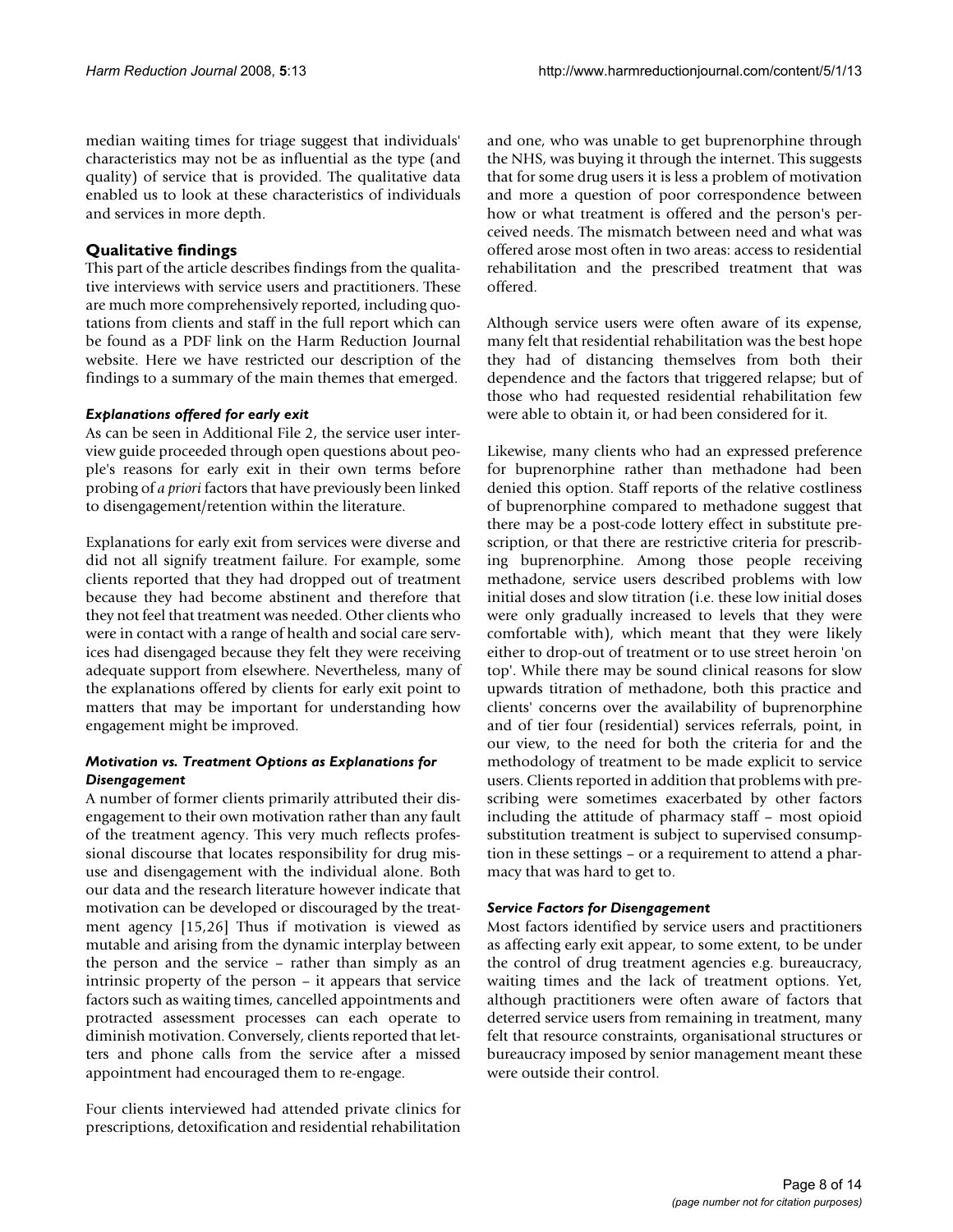median waiting times for triage suggest that individuals' characteristics may not be as influential as the type (and quality) of service that is provided. The qualitative data enabled us to look at these characteristics of individuals and services in more depth.

## Qualitative findings

This part of the article describes findings from the qualitative interviews with service users and practitioners. These are much more comprehensively reported, including quotations from clients and staff in the full report which can be found as a PDF link on the Harm Reduction Journal website. Here we have restricted our description of the findings to a summary of the main themes that emerged.

### *Explanations offered for early exit*

As can be seen in Additional File 2, the service user interview guide proceeded through open questions about people's reasons for early exit in their own terms before probing of *a priori* factors that have previously been linked to disengagement/retention within the literature.

Explanations for early exit from services were diverse and did not all signify treatment failure. For example, some clients reported that they had dropped out of treatment because they had become abstinent and therefore that they not feel that treatment was needed. Other clients who were in contact with a range of health and social care services had disengaged because they felt they were receiving adequate support from elsewhere. Nevertheless, many of the explanations offered by clients for early exit point to matters that may be important for understanding how engagement might be improved.

### *Motivation vs. Treatment Options as Explanations for Disengagement*

A number of former clients primarily attributed their disengagement to their own motivation rather than any fault of the treatment agency. This very much reflects professional discourse that locates responsibility for drug misuse and disengagement with the individual alone. Both our data and the research literature however indicate that motivation can be developed or discouraged by the treatment agency [15,26] Thus if motivation is viewed as mutable and arising from the dynamic interplay between the person and the service – rather than simply as an intrinsic property of the person – it appears that service factors such as waiting times, cancelled appointments and protracted assessment processes can each operate to diminish motivation. Conversely, clients reported that letters and phone calls from the service after a missed appointment had encouraged them to re-engage.

Four clients interviewed had attended private clinics for prescriptions, detoxification and residential rehabilitation and one, who was unable to get buprenorphine through the NHS, was buying it through the internet. This suggests that for some drug users it is less a problem of motivation and more a question of poor correspondence between how or what treatment is offered and the person's perceived needs. The mismatch between need and what was offered arose most often in two areas: access to residential rehabilitation and the prescribed treatment that was offered.

Although service users were often aware of its expense, many felt that residential rehabilitation was the best hope they had of distancing themselves from both their dependence and the factors that triggered relapse; but of those who had requested residential rehabilitation few were able to obtain it, or had been considered for it.

Likewise, many clients who had an expressed preference for buprenorphine rather than methadone had been denied this option. Staff reports of the relative costliness of buprenorphine compared to methadone suggest that there may be a post-code lottery effect in substitute prescription, or that there are restrictive criteria for prescribing buprenorphine. Among those people receiving methadone, service users described problems with low initial doses and slow titration (i.e. these low initial doses were only gradually increased to levels that they were comfortable with), which meant that they were likely either to drop-out of treatment or to use street heroin 'on top'. While there may be sound clinical reasons for slow upwards titration of methadone, both this practice and clients' concerns over the availability of buprenorphine and of tier four (residential) services referrals, point, in our view, to the need for both the criteria for and the methodology of treatment to be made explicit to service users. Clients reported in addition that problems with prescribing were sometimes exacerbated by other factors including the attitude of pharmacy staff – most opioid substitution treatment is subject to supervised consumption in these settings – or a requirement to attend a pharmacy that was hard to get to.

### *Service Factors for Disengagement*

Most factors identified by service users and practitioners as affecting early exit appear, to some extent, to be under the control of drug treatment agencies e.g. bureaucracy, waiting times and the lack of treatment options. Yet, although practitioners were often aware of factors that deterred service users from remaining in treatment, many felt that resource constraints, organisational structures or bureaucracy imposed by senior management meant these were outside their control.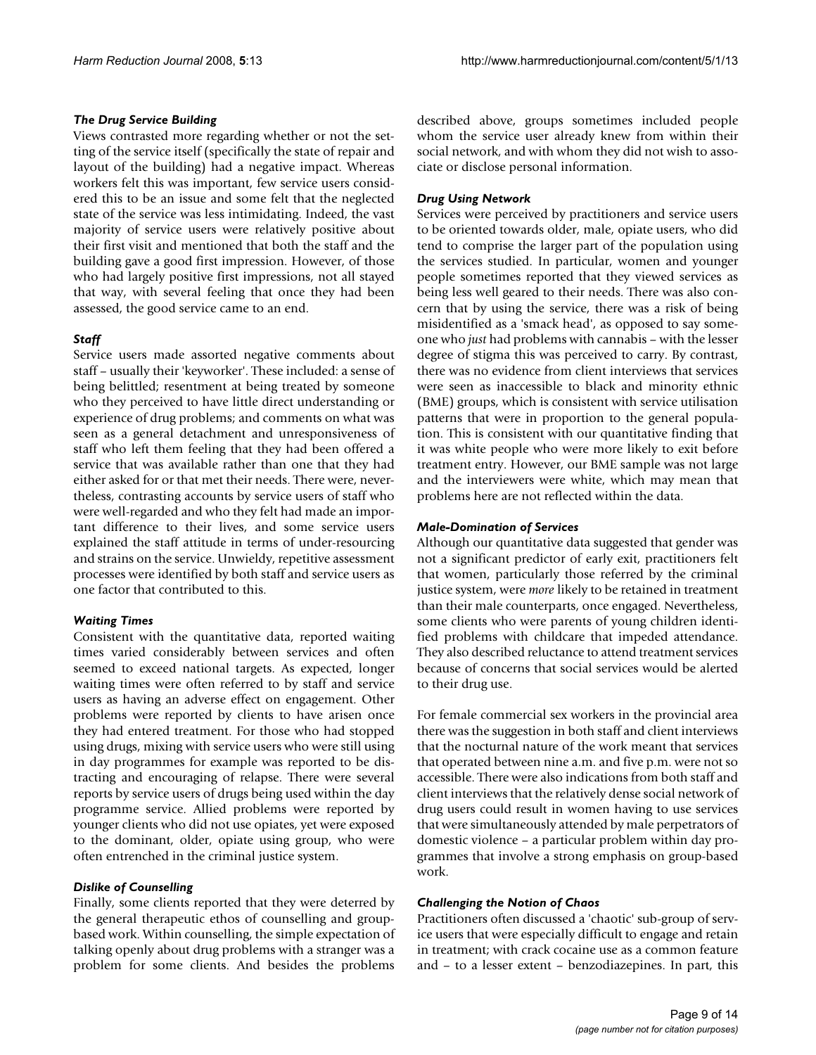### *The Drug Service Building*

Views contrasted more regarding whether or not the setting of the service itself (specifically the state of repair and layout of the building) had a negative impact. Whereas workers felt this was important, few service users considered this to be an issue and some felt that the neglected state of the service was less intimidating. Indeed, the vast majority of service users were relatively positive about their first visit and mentioned that both the staff and the building gave a good first impression. However, of those who had largely positive first impressions, not all stayed that way, with several feeling that once they had been assessed, the good service came to an end.

### *Staff*

Service users made assorted negative comments about staff – usually their 'keyworker'. These included: a sense of being belittled; resentment at being treated by someone who they perceived to have little direct understanding or experience of drug problems; and comments on what was seen as a general detachment and unresponsiveness of staff who left them feeling that they had been offered a service that was available rather than one that they had either asked for or that met their needs. There were, nevertheless, contrasting accounts by service users of staff who were well-regarded and who they felt had made an important difference to their lives, and some service users explained the staff attitude in terms of under-resourcing and strains on the service. Unwieldy, repetitive assessment processes were identified by both staff and service users as one factor that contributed to this.

### *Waiting Times*

Consistent with the quantitative data, reported waiting times varied considerably between services and often seemed to exceed national targets. As expected, longer waiting times were often referred to by staff and service users as having an adverse effect on engagement. Other problems were reported by clients to have arisen once they had entered treatment. For those who had stopped using drugs, mixing with service users who were still using in day programmes for example was reported to be distracting and encouraging of relapse. There were several reports by service users of drugs being used within the day programme service. Allied problems were reported by younger clients who did not use opiates, yet were exposed to the dominant, older, opiate using group, who were often entrenched in the criminal justice system.

### *Dislike of Counselling*

Finally, some clients reported that they were deterred by the general therapeutic ethos of counselling and group-based work. Within counselling, the simple expectation of talking openly about drug problems with a stranger was a problem for some clients. And besides the problems described above, groups sometimes included people whom the service user already knew from within their social network, and with whom they did not wish to associate or disclose personal information.

### *Drug Using Network*

Services were perceived by practitioners and service users to be oriented towards older, male, opiate users, who did tend to comprise the larger part of the population using the services studied. In particular, women and younger people sometimes reported that they viewed services as being less well geared to their needs. There was also concern that by using the service, there was a risk of being misidentified as a 'smack head', as opposed to say someone who *just* had problems with cannabis – with the lesser degree of stigma this was perceived to carry. By contrast, there was no evidence from client interviews that services were seen as inaccessible to black and minority ethnic (BME) groups, which is consistent with service utilisation patterns that were in proportion to the general population. This is consistent with our quantitative finding that it was white people who were more likely to exit before treatment entry. However, our BME sample was not large and the interviewers were white, which may mean that problems here are not reflected within the data.

### *Male-Domination of Services*

Although our quantitative data suggested that gender was not a significant predictor of early exit, practitioners felt that women, particularly those referred by the criminal justice system, were *more* likely to be retained in treatment than their male counterparts, once engaged. Nevertheless, some clients who were parents of young children identified problems with childcare that impeded attendance. They also described reluctance to attend treatment services because of concerns that social services would be alerted to their drug use.

For female commercial sex workers in the provincial area there was the suggestion in both staff and client interviews that the nocturnal nature of the work meant that services that operated between nine a.m. and five p.m. were not so accessible. There were also indications from both staff and client interviews that the relatively dense social network of drug users could result in women having to use services that were simultaneously attended by male perpetrators of domestic violence – a particular problem within day programmes that involve a strong emphasis on group-based work.

### *Challenging the Notion of Chaos*

Practitioners often discussed a 'chaotic' sub-group of service users that were especially difficult to engage and retain in treatment; with crack cocaine use as a common feature and – to a lesser extent – benzodiazepines. In part, this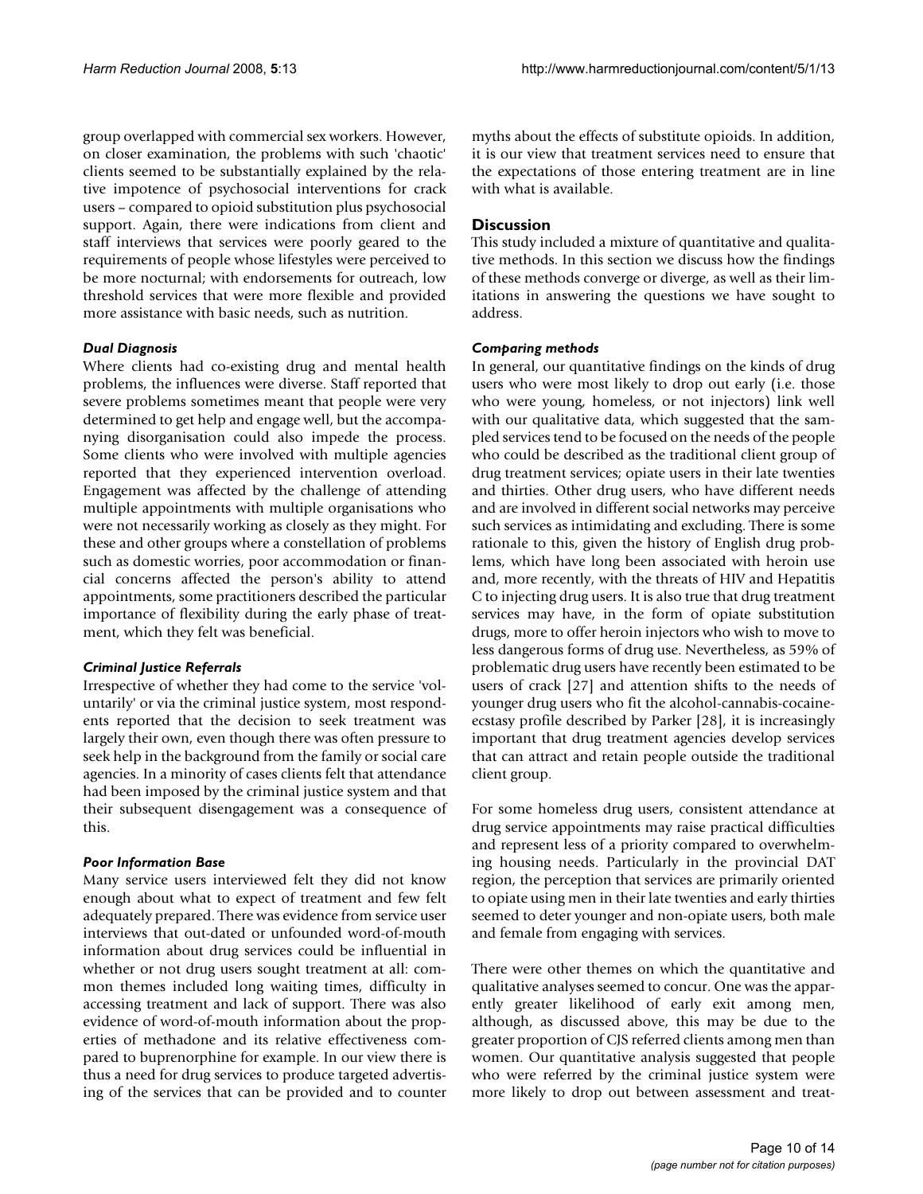group overlapped with commercial sex workers. However, on closer examination, the problems with such 'chaotic' clients seemed to be substantially explained by the relative impotence of psychosocial interventions for crack users – compared to opioid substitution plus psychosocial support. Again, there were indications from client and staff interviews that services were poorly geared to the requirements of people whose lifestyles were perceived to be more nocturnal; with endorsements for outreach, low threshold services that were more flexible and provided more assistance with basic needs, such as nutrition.

#### *Dual Diagnosis*

Where clients had co-existing drug and mental health problems, the influences were diverse. Staff reported that severe problems sometimes meant that people were very determined to get help and engage well, but the accompanying disorganisation could also impede the process. Some clients who were involved with multiple agencies reported that they experienced intervention overload. Engagement was affected by the challenge of attending multiple appointments with multiple organisations who were not necessarily working as closely as they might. For these and other groups where a constellation of problems such as domestic worries, poor accommodation or financial concerns affected the person's ability to attend appointments, some practitioners described the particular importance of flexibility during the early phase of treatment, which they felt was beneficial.

#### *Criminal Justice Referrals*

Irrespective of whether they had come to the service 'voluntarily' or via the criminal justice system, most respondents reported that the decision to seek treatment was largely their own, even though there was often pressure to seek help in the background from the family or social care agencies. In a minority of cases clients felt that attendance had been imposed by the criminal justice system and that their subsequent disengagement was a consequence of this.

#### *Poor Information Base*

Many service users interviewed felt they did not know enough about what to expect of treatment and few felt adequately prepared. There was evidence from service user interviews that out-dated or unfounded word-of-mouth information about drug services could be influential in whether or not drug users sought treatment at all: common themes included long waiting times, difficulty in accessing treatment and lack of support. There was also evidence of word-of-mouth information about the properties of methadone and its relative effectiveness compared to buprenorphine for example. In our view there is thus a need for drug services to produce targeted advertising of the services that can be provided and to counter myths about the effects of substitute opioids. In addition, it is our view that treatment services need to ensure that the expectations of those entering treatment are in line with what is available.

## Discussion

This study included a mixture of quantitative and qualitative methods. In this section we discuss how the findings of these methods converge or diverge, as well as their limitations in answering the questions we have sought to address.

#### *Comparing methods*

In general, our quantitative findings on the kinds of drug users who were most likely to drop out early (i.e. those who were young, homeless, or not injectors) link well with our qualitative data, which suggested that the sampled services tend to be focused on the needs of the people who could be described as the traditional client group of drug treatment services; opiate users in their late twenties and thirties. Other drug users, who have different needs and are involved in different social networks may perceive such services as intimidating and excluding. There is some rationale to this, given the history of English drug problems, which have long been associated with heroin use and, more recently, with the threats of HIV and Hepatitis C to injecting drug users. It is also true that drug treatment services may have, in the form of opiate substitution drugs, more to offer heroin injectors who wish to move to less dangerous forms of drug use. Nevertheless, as 59% of problematic drug users have recently been estimated to be users of crack [27] and attention shifts to the needs of younger drug users who fit the alcohol-cannabis-cocaine-ecstasy profile described by Parker [28], it is increasingly important that drug treatment agencies develop services that can attract and retain people outside the traditional client group.

For some homeless drug users, consistent attendance at drug service appointments may raise practical difficulties and represent less of a priority compared to overwhelming housing needs. Particularly in the provincial DAT region, the perception that services are primarily oriented to opiate using men in their late twenties and early thirties seemed to deter younger and non-opiate users, both male and female from engaging with services.

There were other themes on which the quantitative and qualitative analyses seemed to concur. One was the apparently greater likelihood of early exit among men, although, as discussed above, this may be due to the greater proportion of CJS referred clients among men than women. Our quantitative analysis suggested that people who were referred by the criminal justice system were more likely to drop out between assessment and treat-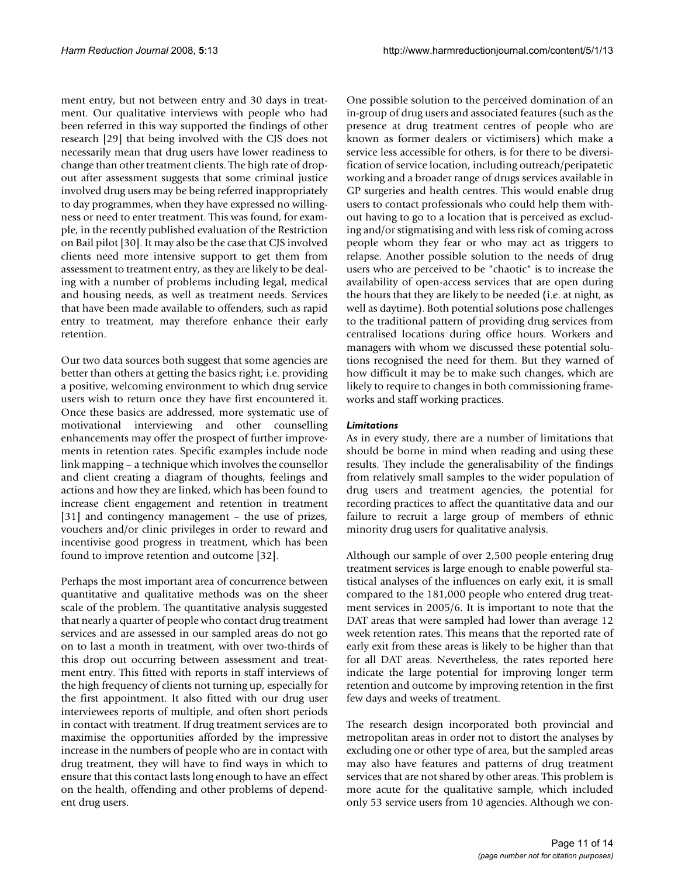ment entry, but not between entry and 30 days in treatment. Our qualitative interviews with people who had been referred in this way supported the findings of other research [29] that being involved with the CJS does not necessarily mean that drug users have lower readiness to change than other treatment clients. The high rate of dropout after assessment suggests that some criminal justice involved drug users may be being referred inappropriately to day programmes, when they have expressed no willingness or need to enter treatment. This was found, for example, in the recently published evaluation of the Restriction on Bail pilot [30]. It may also be the case that CJS involved clients need more intensive support to get them from assessment to treatment entry, as they are likely to be dealing with a number of problems including legal, medical and housing needs, as well as treatment needs. Services that have been made available to offenders, such as rapid entry to treatment, may therefore enhance their early retention.

Our two data sources both suggest that some agencies are better than others at getting the basics right; i.e. providing a positive, welcoming environment to which drug service users wish to return once they have first encountered it. Once these basics are addressed, more systematic use of motivational interviewing and other counselling enhancements may offer the prospect of further improvements in retention rates. Specific examples include node link mapping – a technique which involves the counsellor and client creating a diagram of thoughts, feelings and actions and how they are linked, which has been found to increase client engagement and retention in treatment [31] and contingency management – the use of prizes, vouchers and/or clinic privileges in order to reward and incentivise good progress in treatment, which has been found to improve retention and outcome [32].

Perhaps the most important area of concurrence between quantitative and qualitative methods was on the sheer scale of the problem. The quantitative analysis suggested that nearly a quarter of people who contact drug treatment services and are assessed in our sampled areas do not go on to last a month in treatment, with over two-thirds of this drop out occurring between assessment and treatment entry. This fitted with reports in staff interviews of the high frequency of clients not turning up, especially for the first appointment. It also fitted with our drug user interviewees reports of multiple, and often short periods in contact with treatment. If drug treatment services are to maximise the opportunities afforded by the impressive increase in the numbers of people who are in contact with drug treatment, they will have to find ways in which to ensure that this contact lasts long enough to have an effect on the health, offending and other problems of dependent drug users.

One possible solution to the perceived domination of an in-group of drug users and associated features (such as the presence at drug treatment centres of people who are known as former dealers or victimisers) which make a service less accessible for others, is for there to be diversification of service location, including outreach/peripatetic working and a broader range of drugs services available in GP surgeries and health centres. This would enable drug users to contact professionals who could help them without having to go to a location that is perceived as excluding and/or stigmatising and with less risk of coming across people whom they fear or who may act as triggers to relapse. Another possible solution to the needs of drug users who are perceived to be "chaotic" is to increase the availability of open-access services that are open during the hours that they are likely to be needed (i.e. at night, as well as daytime). Both potential solutions pose challenges to the traditional pattern of providing drug services from centralised locations during office hours. Workers and managers with whom we discussed these potential solutions recognised the need for them. But they warned of how difficult it may be to make such changes, which are likely to require to changes in both commissioning frameworks and staff working practices.

### *Limitations*

As in every study, there are a number of limitations that should be borne in mind when reading and using these results. They include the generalisability of the findings from relatively small samples to the wider population of drug users and treatment agencies, the potential for recording practices to affect the quantitative data and our failure to recruit a large group of members of ethnic minority drug users for qualitative analysis.

Although our sample of over 2,500 people entering drug treatment services is large enough to enable powerful statistical analyses of the influences on early exit, it is small compared to the 181,000 people who entered drug treatment services in 2005/6. It is important to note that the DAT areas that were sampled had lower than average 12 week retention rates. This means that the reported rate of early exit from these areas is likely to be higher than that for all DAT areas. Nevertheless, the rates reported here indicate the large potential for improving longer term retention and outcome by improving retention in the first few days and weeks of treatment.

The research design incorporated both provincial and metropolitan areas in order not to distort the analyses by excluding one or other type of area, but the sampled areas may also have features and patterns of drug treatment services that are not shared by other areas. This problem is more acute for the qualitative sample, which included only 53 service users from 10 agencies. Although we con-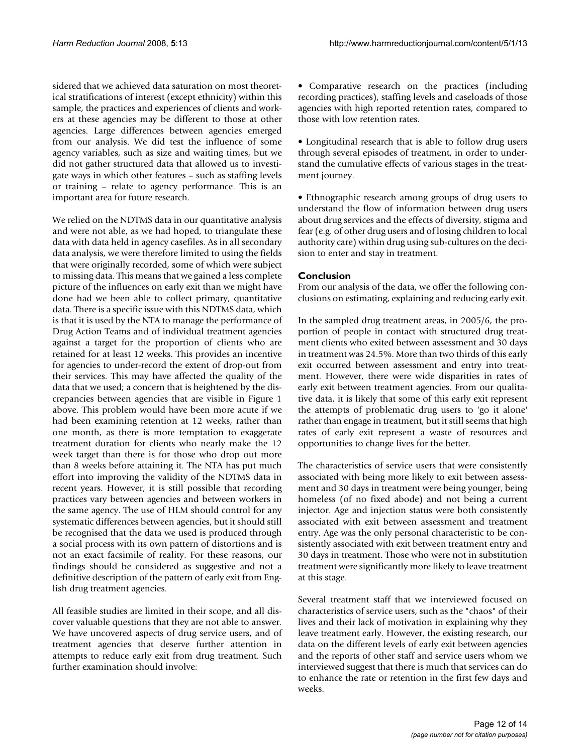sidered that we achieved data saturation on most theoretical stratifications of interest (except ethnicity) within this sample, the practices and experiences of clients and workers at these agencies may be different to those at other agencies. Large differences between agencies emerged from our analysis. We did test the influence of some agency variables, such as size and waiting times, but we did not gather structured data that allowed us to investigate ways in which other features – such as staffing levels or training – relate to agency performance. This is an important area for future research.

We relied on the NDTMS data in our quantitative analysis and were not able, as we had hoped, to triangulate these data with data held in agency casefiles. As in all secondary data analysis, we were therefore limited to using the fields that were originally recorded, some of which were subject to missing data. This means that we gained a less complete picture of the influences on early exit than we might have done had we been able to collect primary, quantitative data. There is a specific issue with this NDTMS data, which is that it is used by the NTA to manage the performance of Drug Action Teams and of individual treatment agencies against a target for the proportion of clients who are retained for at least 12 weeks. This provides an incentive for agencies to under-record the extent of drop-out from their services. This may have affected the quality of the data that we used; a concern that is heightened by the discrepancies between agencies that are visible in Figure 1 above. This problem would have been more acute if we had been examining retention at 12 weeks, rather than one month, as there is more temptation to exaggerate treatment duration for clients who nearly make the 12 week target than there is for those who drop out more than 8 weeks before attaining it. The NTA has put much effort into improving the validity of the NDTMS data in recent years. However, it is still possible that recording practices vary between agencies and between workers in the same agency. The use of HLM should control for any systematic differences between agencies, but it should still be recognised that the data we used is produced through a social process with its own pattern of distortions and is not an exact facsimile of reality. For these reasons, our findings should be considered as suggestive and not a definitive description of the pattern of early exit from English drug treatment agencies.

All feasible studies are limited in their scope, and all discover valuable questions that they are not able to answer. We have uncovered aspects of drug service users, and of treatment agencies that deserve further attention in attempts to reduce early exit from drug treatment. Such further examination should involve:

- Comparative research on the practices (including recording practices), staffing levels and caseloads of those agencies with high reported retention rates, compared to those with low retention rates.
- Longitudinal research that is able to follow drug users through several episodes of treatment, in order to understand the cumulative effects of various stages in the treatment journey.
- Ethnographic research among groups of drug users to understand the flow of information between drug users about drug services and the effects of diversity, stigma and fear (e.g. of other drug users and of losing children to local authority care) within drug using sub-cultures on the decision to enter and stay in treatment.

## Conclusion

From our analysis of the data, we offer the following conclusions on estimating, explaining and reducing early exit.

In the sampled drug treatment areas, in 2005/6, the proportion of people in contact with structured drug treatment clients who exited between assessment and 30 days in treatment was 24.5%. More than two thirds of this early exit occurred between assessment and entry into treatment. However, there were wide disparities in rates of early exit between treatment agencies. From our qualitative data, it is likely that some of this early exit represent the attempts of problematic drug users to 'go it alone' rather than engage in treatment, but it still seems that high rates of early exit represent a waste of resources and opportunities to change lives for the better.

The characteristics of service users that were consistently associated with being more likely to exit between assessment and 30 days in treatment were being younger, being homeless (of no fixed abode) and not being a current injector. Age and injection status were both consistently associated with exit between assessment and treatment entry. Age was the only personal characteristic to be consistently associated with exit between treatment entry and 30 days in treatment. Those who were not in substitution treatment were significantly more likely to leave treatment at this stage.

Several treatment staff that we interviewed focused on characteristics of service users, such as the "chaos" of their lives and their lack of motivation in explaining why they leave treatment early. However, the existing research, our data on the different levels of early exit between agencies and the reports of other staff and service users whom we interviewed suggest that there is much that services can do to enhance the rate or retention in the first few days and weeks.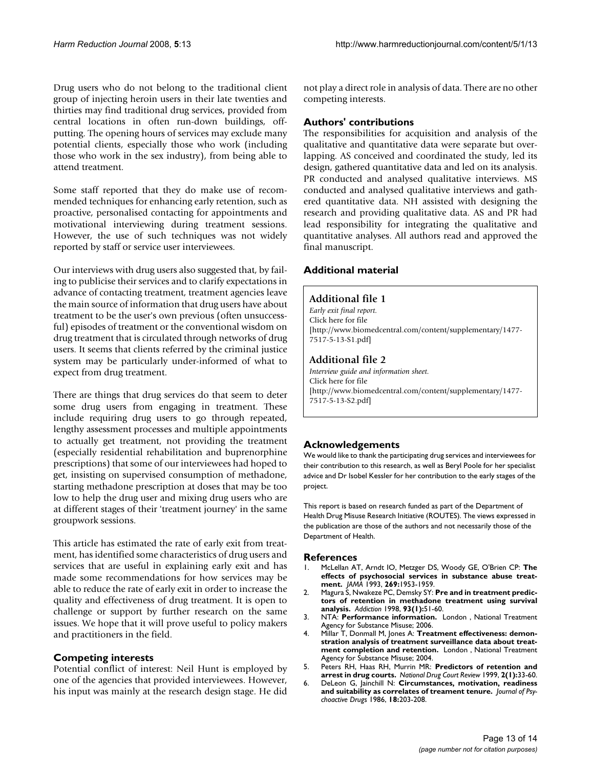Drug users who do not belong to the traditional client group of injecting heroin users in their late twenties and thirties may find traditional drug services, provided from central locations in often run-down buildings, off-putting. The opening hours of services may exclude many potential clients, especially those who work (including those who work in the sex industry), from being able to attend treatment.

Some staff reported that they do make use of recommended techniques for enhancing early retention, such as proactive, personalised contacting for appointments and motivational interviewing during treatment sessions. However, the use of such techniques was not widely reported by staff or service user interviewees.

Our interviews with drug users also suggested that, by failing to publicise their services and to clarify expectations in advance of contacting treatment, treatment agencies leave the main source of information that drug users have about treatment to be the user's own previous (often unsuccessful) episodes of treatment or the conventional wisdom on drug treatment that is circulated through networks of drug users. It seems that clients referred by the criminal justice system may be particularly under-informed of what to expect from drug treatment.

There are things that drug services do that seem to deter some drug users from engaging in treatment. These include requiring drug users to go through repeated, lengthy assessment processes and multiple appointments to actually get treatment, not providing the treatment (especially residential rehabilitation and buprenorphine prescriptions) that some of our interviewees had hoped to get, insisting on supervised consumption of methadone, starting methadone prescription at doses that may be too low to help the drug user and mixing drug users who are at different stages of their 'treatment journey' in the same groupwork sessions.

This article has estimated the rate of early exit from treatment, has identified some characteristics of drug users and services that are useful in explaining early exit and has made some recommendations for how services may be able to reduce the rate of early exit in order to increase the quality and effectiveness of drug treatment. It is open to challenge or support by further research on the same issues. We hope that it will prove useful to policy makers and practitioners in the field.

## Competing interests

Potential conflict of interest: Neil Hunt is employed by one of the agencies that provided interviewees. However, his input was mainly at the research design stage. He did not play a direct role in analysis of data. There are no other competing interests.

## Authors' contributions

The responsibilities for acquisition and analysis of the qualitative and quantitative data were separate but overlapping. AS conceived and coordinated the study, led its design, gathered quantitative data and led on its analysis. PR conducted and analysed qualitative interviews. MS conducted and analysed qualitative interviews and gathered quantitative data. NH assisted with designing the research and providing qualitative data. AS and PR had lead responsibility for integrating the qualitative and quantitative analyses. All authors read and approved the final manuscript.

## Additional material

### Additional file 1

*Early exit final report.*
Click here for file
[http://www.biomedcentral.com/content/supplementary/1477-7517-5-13-S1.pdf]

### Additional file 2

*Interview guide and information sheet.*
Click here for file
[http://www.biomedcentral.com/content/supplementary/1477-7517-5-13-S2.pdf]

## Acknowledgements

We would like to thank the participating drug services and interviewees for their contribution to this research, as well as Beryl Poole for her specialist advice and Dr Isobel Kessler for her contribution to the early stages of the project.

This report is based on research funded as part of the Department of Health Drug Misuse Research Initiative (ROUTES). The views expressed in the publication are those of the authors and not necessarily those of the Department of Health.

## References

1. McLellan AT, Arndt IO, Metzger DS, Woody GE, O'Brien CP: **The effects of psychosocial services in substance abuse treatment.** *JAMA* 1993, **269:**1953-1959.
2. Magura S, Nwakeze PC, Demsky SY: **Pre and in treatment predictors of retention in methadone treatment using survival analysis.** *Addiction* 1998, **93(1):**51-60.
3. NTA: **Performance information.** London , National Treatment Agency for Substance Misuse; 2006.
4. Millar T, Donmall M, Jones A: **Treatment effectiveness: demonstration analysis of treatment surveillance data about treatment completion and retention.** London , National Treatment Agency for Substance Misuse; 2004.
5. Peters RH, Haas RH, Murrin MR: **Predictors of retention and arrest in drug courts.** *National Drug Court Review* 1999, **2(1):**33-60.
6. DeLeon G, Jainchill N: **Circumstances, motivation, readiness and suitability as correlates of treament tenure.** *Journal of Psychoactive Drugs* 1986, **18:**203-208.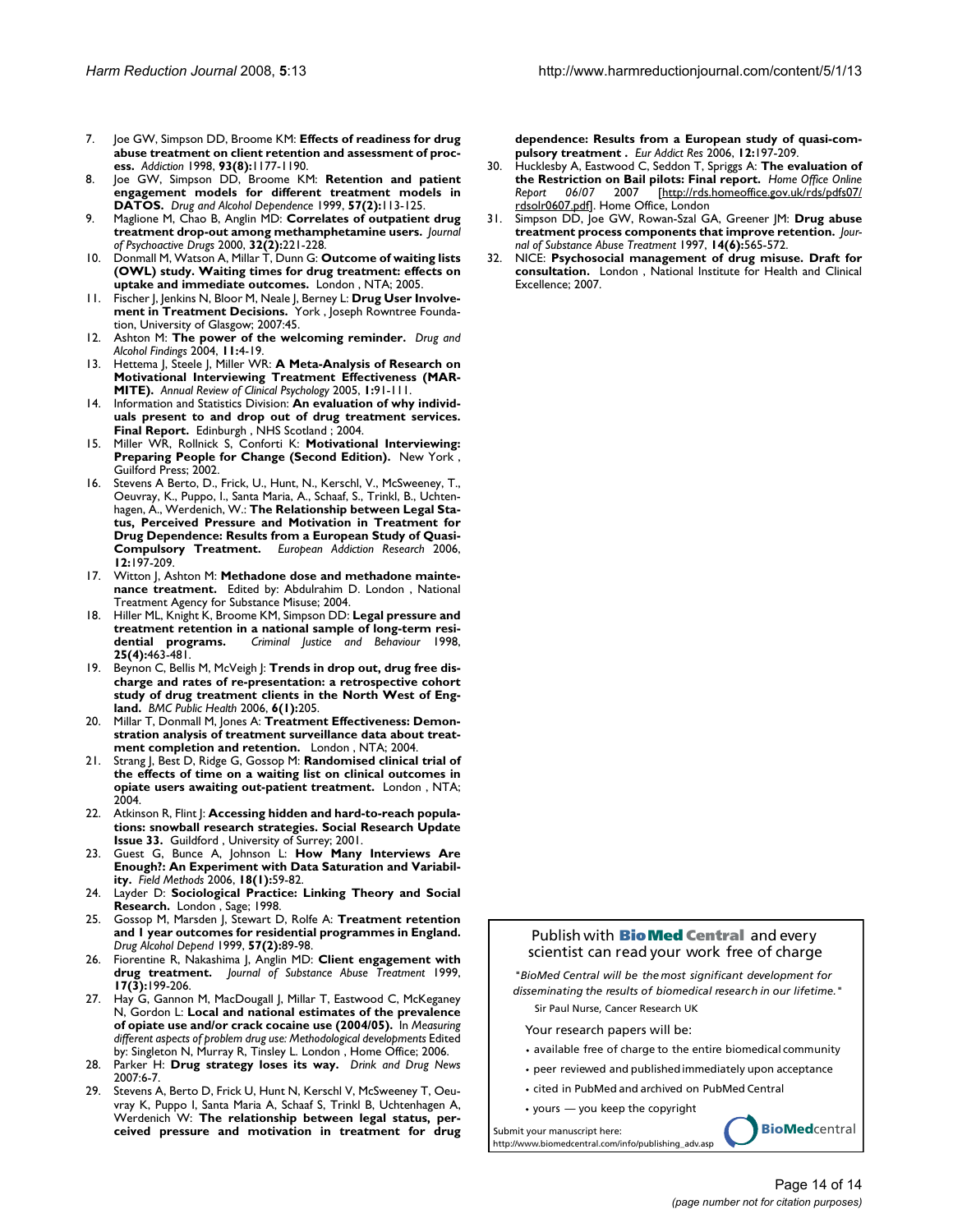7. Joe GW, Simpson DD, Broome KM: **Effects of readiness for drug abuse treatment on client retention and assessment of process.** *Addiction* 1998, **93(8):**1177-1190.
8. Joe GW, Simpson DD, Broome KM: **Retention and patient engagement models for different treatment models in DATOS.** *Drug and Alcohol Dependence* 1999, **57(2):**113-125.
9. Maglione M, Chao B, Anglin MD: **Correlates of outpatient drug treatment drop-out among methamphetamine users.** *Journal of Psychoactive Drugs* 2000, **32(2):**221-228.
10. Donmall M, Watson A, Millar T, Dunn G: **Outcome of waiting lists (OWL) study. Waiting times for drug treatment: effects on uptake and immediate outcomes.** London , NTA; 2005.
11. Fischer J, Jenkins N, Bloor M, Neale J, Berney L: **Drug User Involvement in Treatment Decisions.** York , Joseph Rowntree Foundation, University of Glasgow; 2007:45.
12. Ashton M: **The power of the welcoming reminder.** *Drug and Alcohol Findings* 2004, **11:**4-19.
13. Hettema J, Steele J, Miller WR: **A Meta-Analysis of Research on Motivational Interviewing Treatment Effectiveness (MARMITE).** *Annual Review of Clinical Psychology* 2005, **1:**91-111.
14. Information and Statistics Division: **An evaluation of why individuals present to and drop out of drug treatment services. Final Report.** Edinburgh , NHS Scotland ; 2004.
15. Miller WR, Rollnick S, Conforti K: **Motivational Interviewing: Preparing People for Change (Second Edition).** New York , Guilford Press; 2002.
16. Stevens A Berto, D., Frick, U., Hunt, N., Kerschl, V., McSweeney, T., Oeuvray, K., Puppo, I., Santa Maria, A., Schaaf, S., Trinkl, B., Uchtenhagen, A., Werdenich, W.: **The Relationship between Legal Status, Perceived Pressure and Motivation in Treatment for Drug Dependence: Results from a European Study of Quasi-Compulsory Treatment.** *European Addiction Research* 2006, **12:**197-209.
17. Witton J, Ashton M: **Methadone dose and methadone maintenance treatment.** Edited by: Abdulrahim D. London , National Treatment Agency for Substance Misuse; 2004.
18. Hiller ML, Knight K, Broome KM, Simpson DD: **Legal pressure and treatment retention in a national sample of long-term residential programs.** *Criminal Justice and Behaviour* 1998, **25(4):**463-481.
19. Beynon C, Bellis M, McVeigh J: **Trends in drop out, drug free discharge and rates of re-presentation: a retrospective cohort study of drug treatment clients in the North West of England.** *BMC Public Health* 2006, **6(1):**205.
20. Millar T, Donmall M, Jones A: **Treatment Effectiveness: Demonstration analysis of treatment surveillance data about treatment completion and retention.** London , NTA; 2004.
21. Strang J, Best D, Ridge G, Gossop M: **Randomised clinical trial of the effects of time on a waiting list on clinical outcomes in opiate users awaiting out-patient treatment.** London , NTA; 2004.
22. Atkinson R, Flint J: **Accessing hidden and hard-to-reach populations: snowball research strategies. Social Research Update Issue 33.** Guildford , University of Surrey; 2001.
23. Guest G, Bunce A, Johnson L: **How Many Interviews Are Enough?: An Experiment with Data Saturation and Variability.** *Field Methods* 2006, **18(1):**59-82.
24. Layder D: **Sociological Practice: Linking Theory and Social Research.** London , Sage; 1998.
25. Gossop M, Marsden J, Stewart D, Rolfe A: **Treatment retention and 1 year outcomes for residential programmes in England.** *Drug Alcohol Depend* 1999, **57(2):**89-98.
26. Fiorentine R, Nakashima J, Anglin MD: **Client engagement with drug treatment.** *Journal of Substance Abuse Treatment* 1999, **17(3):**199-206.
27. Hay G, Gannon M, MacDougall J, Millar T, Eastwood C, McKeganey N, Gordon L: **Local and national estimates of the prevalence of opiate use and/or crack cocaine use (2004/05).** In *Measuring different aspects of problem drug use: Methodological developments* Edited by: Singleton N, Murray R, Tinsley L. London , Home Office; 2006.
28. Parker H: **Drug strategy loses its way.** *Drink and Drug News* 2007:6-7.
29. Stevens A, Berto D, Frick U, Hunt N, Kerschl V, McSweeney T, Oeuvray K, Puppo I, Santa Maria A, Schaaf S, Trinkl B, Uchtenhagen A, Werdenich W: **The relationship between legal status, perceived pressure and motivation in treatment for drug dependence: Results from a European study of quasi-compulsory treatment .** *Eur Addict Res* 2006, **12:**197-209.
30. Hucklesby A, Eastwood C, Seddon T, Spriggs A: **The evaluation of the Restriction on Bail pilots: Final report.** *Home Office Online Report 06/07* 2007 [http://rds.homeoffice.gov.uk/rds/pdfs07/rdsolr0607.pdf]. Home Office, London
31. Simpson DD, Joe GW, Rowan-Szal GA, Greener JM: **Drug abuse treatment process components that improve retention.** *Journal of Substance Abuse Treatment* 1997, **14(6):**565-572.
32. NICE: **Psychosocial management of drug misuse. Draft for consultation.** London , National Institute for Health and Clinical Excellence; 2007.

Publish with **BioMed Central** and every scientist can read your work free of charge

*"BioMed Central will be the most significant development for disseminating the results of biomedical research in our lifetime."*

Sir Paul Nurse, Cancer Research UK

Your research papers will be:

- available free of charge to the entire biomedical community
- peer reviewed and published immediately upon acceptance
- cited in PubMed and archived on PubMed Central
- yours — you keep the copyright

Submit your manuscript here:
http://www.biomedcentral.com/info/publishing_adv.asp

**BioMed**central